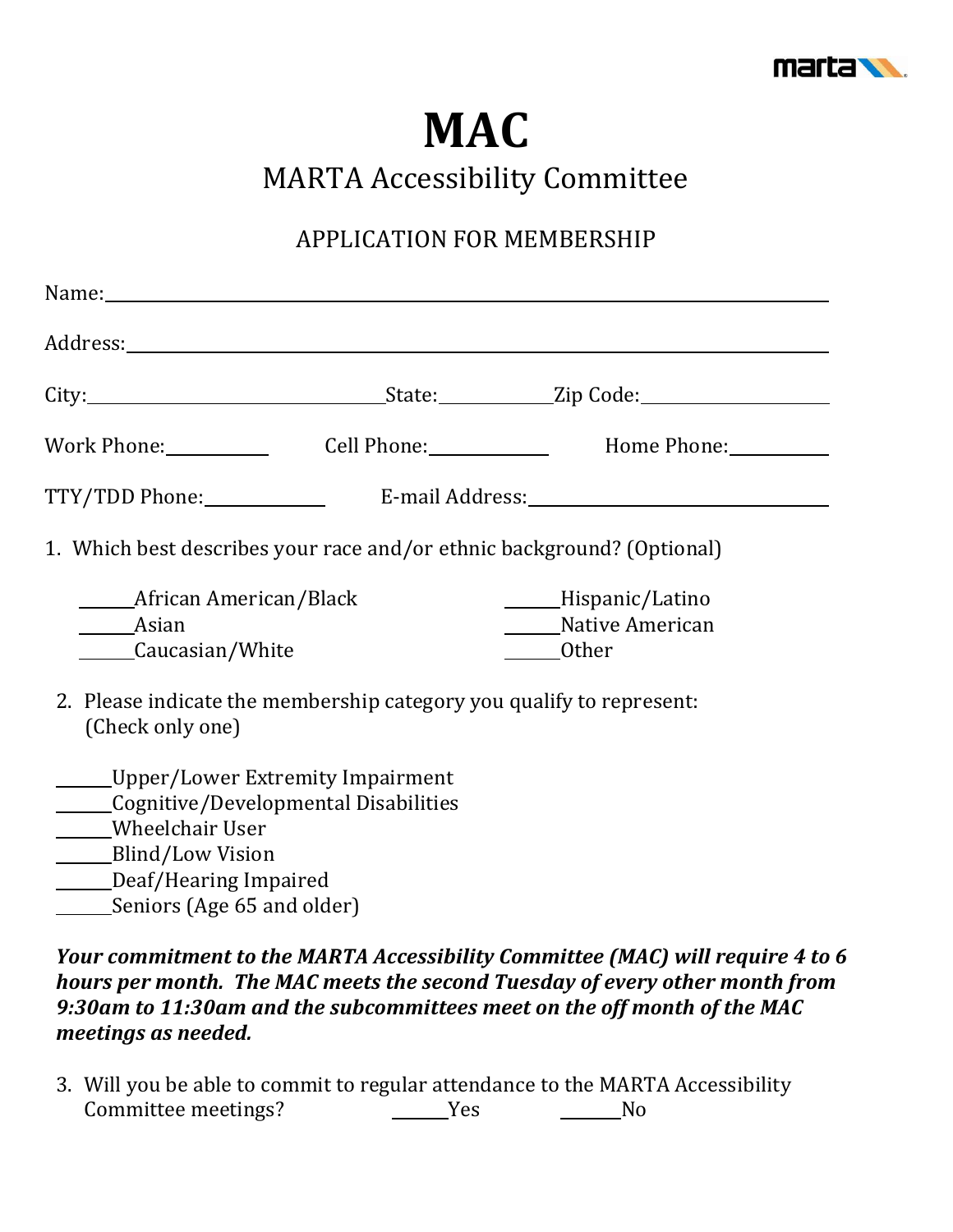# MAC

## MARTA Accessibility Committee

### APPLICATION FOR MEMBERSHIP

Name:______________________________________________________________

Address:____________________________________________________________

City:______________________ State:__________ Zip Code:______________

Work Phone:__________ Cell Phone:__________ Home Phone:__________

TTY/TDD Phone:__________ E-mail Address:__________________________

1. Which best describes your race and/or ethnic background? (Optional)

   ______African American/Black
   ______Asian
   ______Caucasian/White
   ______Hispanic/Latino
   ______Native American
   ______Other

2. Please indicate the membership category you qualify to represent: (Check only one)

   ______Upper/Lower Extremity Impairment
   ______Cognitive/Developmental Disabilities
   ______Wheelchair User
   ______Blind/Low Vision
   ______Deaf/Hearing Impaired
   ______Seniors (Age 65 and older)

***Your commitment to the MARTA Accessibility Committee (MAC) will require 4 to 6 hours per month. The MAC meets the second Tuesday of every other month from 9:30am to 11:30am and the subcommittees meet on the off month of the MAC meetings as needed.***

3. Will you be able to commit to regular attendance to the MARTA Accessibility Committee meetings? ______Yes ______No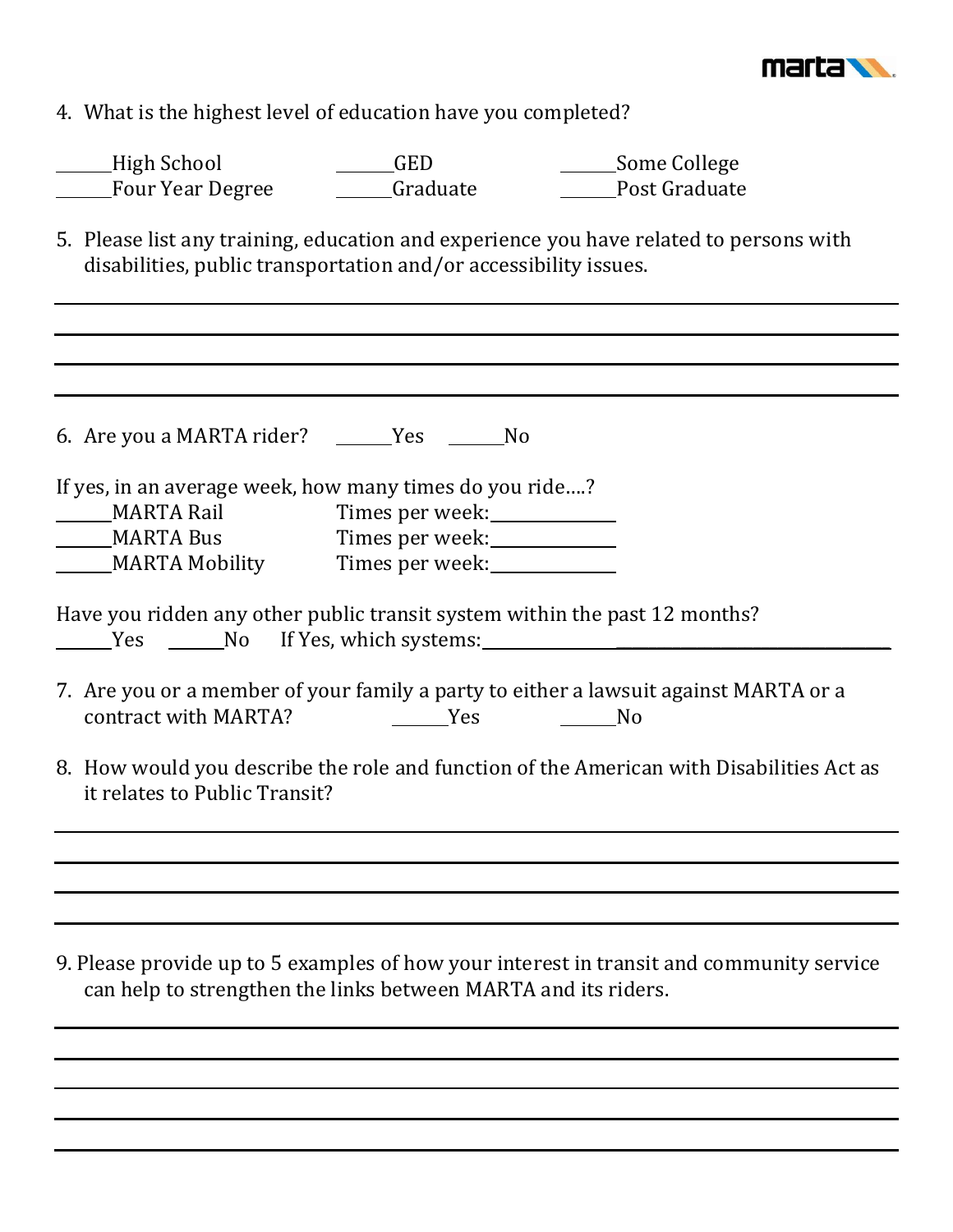4. What is the highest level of education have you completed?

_______High School _______GED _______Some College
_______Four Year Degree _______Graduate _______Post Graduate

5. Please list any training, education and experience you have related to persons with disabilities, public transportation and/or accessibility issues.

______________________________________________________________________________
______________________________________________________________________________
______________________________________________________________________________
______________________________________________________________________________

6. Are you a MARTA rider? _______Yes _______No

If yes, in an average week, how many times do you ride….?

_______MARTA Rail Times per week:_____________
_______MARTA Bus Times per week:_____________
_______MARTA Mobility Times per week:_____________

Have you ridden any other public transit system within the past 12 months?
_______Yes _______No If Yes, which systems:________________________________________

7. Are you or a member of your family a party to either a lawsuit against MARTA or a contract with MARTA? _______Yes _______No

8. How would you describe the role and function of the American with Disabilities Act as it relates to Public Transit?

______________________________________________________________________________
______________________________________________________________________________
______________________________________________________________________________
______________________________________________________________________________

9. Please provide up to 5 examples of how your interest in transit and community service can help to strengthen the links between MARTA and its riders.

______________________________________________________________________________
______________________________________________________________________________
______________________________________________________________________________
______________________________________________________________________________
______________________________________________________________________________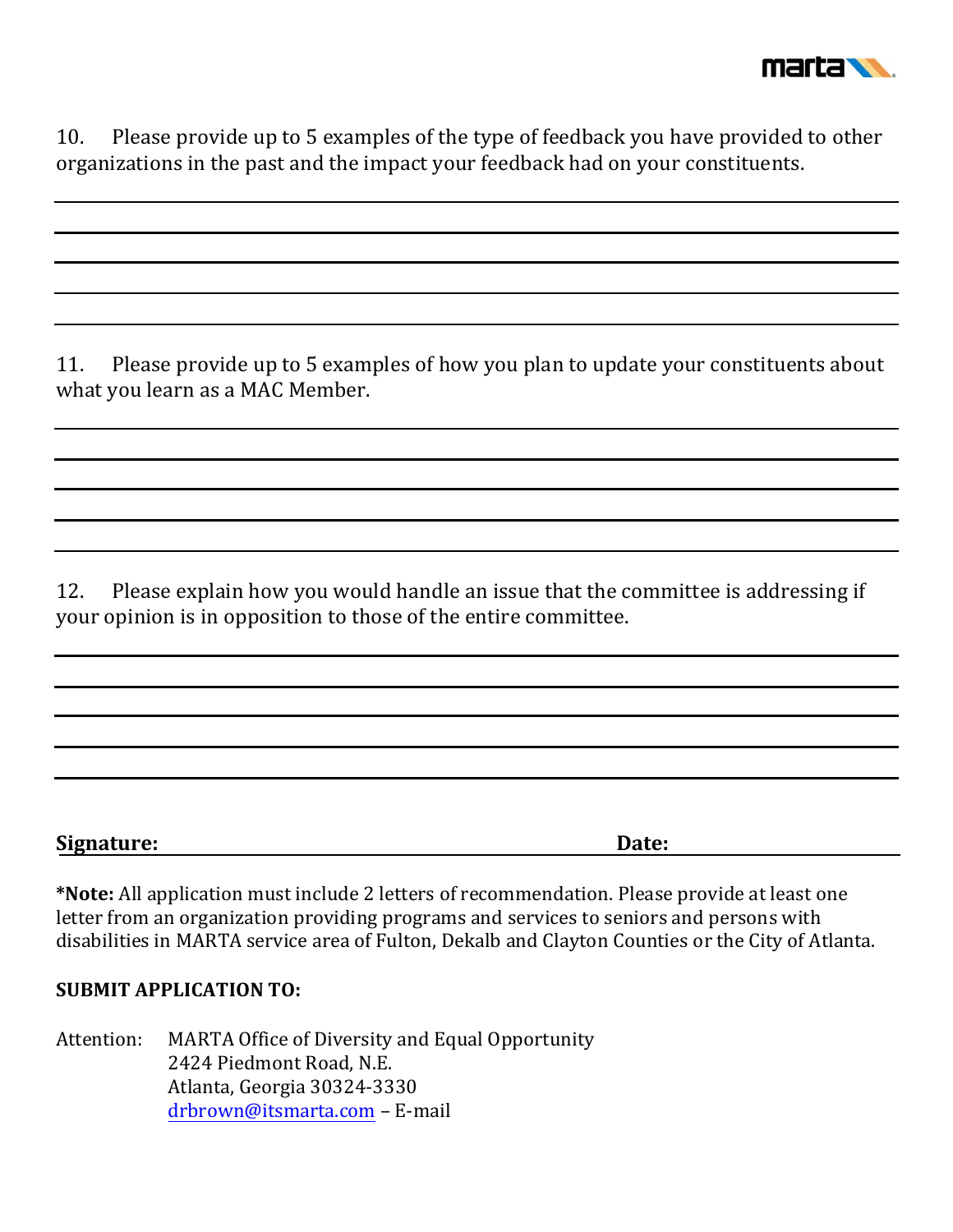10. Please provide up to 5 examples of the type of feedback you have provided to other organizations in the past and the impact your feedback had on your constituents.

11. Please provide up to 5 examples of how you plan to update your constituents about what you learn as a MAC Member.

12. Please explain how you would handle an issue that the committee is addressing if your opinion is in opposition to those of the entire committee.

**Signature:** \_\_\_\_\_\_\_\_\_\_\_\_\_\_\_\_\_\_\_\_\_\_\_\_\_\_\_\_\_\_ **Date:** \_\_\_\_\_\_\_\_\_\_\_\_\_\_

***Note:** All application must include 2 letters of recommendation. Please provide at least one letter from an organization providing programs and services to seniors and persons with disabilities in MARTA service area of Fulton, Dekalb and Clayton Counties or the City of Atlanta.

**SUBMIT APPLICATION TO:**

Attention: MARTA Office of Diversity and Equal Opportunity
2424 Piedmont Road, N.E.
Atlanta, Georgia 30324-3330
drbrown@itsmarta.com – E-mail